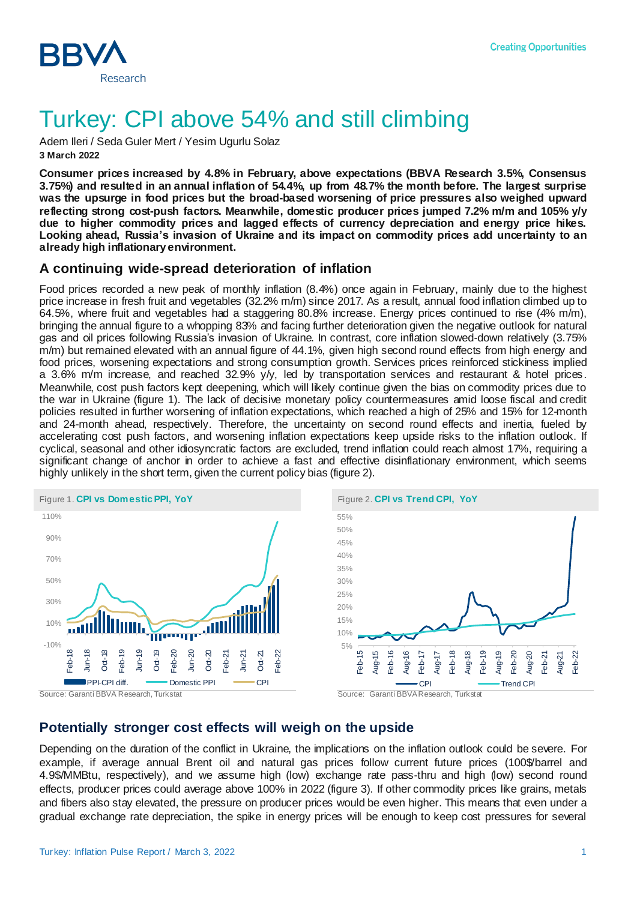# Turkey: CPI above 54% and still climbing

Adem Ileri / Seda Guler Mert / Yesim Ugurlu Solaz

**3 March 2022**

**Consumer prices increased by 4.8% in February, above expectations (BBVA Research 3.5%, Consensus 3.75%) and resulted in an annual inflation of 54.4%, up from 48.7% the month before. The largest surprise was the upsurge in food prices but the broad-based worsening of price pressures also weighed upward reflecting strong cost-push factors. Meanwhile, domestic producer prices jumped 7.2% m/m and 105% y/y due to higher commodity prices and lagged effects of currency depreciation and energy price hikes. Looking ahead, Russia's invasion of Ukraine and its impact on commodity prices add uncertainty to an already high inflationary environment.**

## A continuing wide-spread deterioration of inflation

Food prices recorded a new peak of monthly inflation (8.4%) once again in February, mainly due to the highest price increase in fresh fruit and vegetables (32.2% m/m) since 2017. As a result, annual food inflation climbed up to 64.5%, where fruit and vegetables had a staggering 80.8% increase. Energy prices continued to rise (4% m/m), bringing the annual figure to a whopping 83% and facing further deterioration given the negative outlook for natural gas and oil prices following Russia's invasion of Ukraine. In contrast, core inflation slowed-down relatively (3.75% m/m) but remained elevated with an annual figure of 44.1%, given high second round effects from high energy and food prices, worsening expectations and strong consumption growth. Services prices reinforced stickiness implied a 3.6% m/m increase, and reached 32.9% y/y, led by transportation services and restaurant & hotel prices. Meanwhile, cost push factors kept deepening, which will likely continue given the bias on commodity prices due to the war in Ukraine (figure 1). The lack of decisive monetary policy countermeasures amid loose fiscal and credit policies resulted in further worsening of inflation expectations, which reached a high of 25% and 15% for 12-month and 24-month ahead, respectively. Therefore, the uncertainty on second round effects and inertia, fueled by accelerating cost push factors, and worsening inflation expectations keep upside risks to the inflation outlook. If cyclical, seasonal and other idiosyncratic factors are excluded, trend inflation could reach almost 17%, requiring a significant change of anchor in order to achieve a fast and effective disinflationary environment, which seems highly unlikely in the short term, given the current policy bias (figure 2).

Figure 1. **CPI vs Domestic PPI, YoY**

Source: Garanti BBVA Research, Turkstat

Figure 2. **CPI vs Trend CPI, YoY**

Source: Garanti BBVA Research, Turkstat

## Potentially stronger cost effects will weigh on the upside

Depending on the duration of the conflict in Ukraine, the implications on the inflation outlook could be severe. For example, if average annual Brent oil and natural gas prices follow current future prices (100$/barrel and 4.9$/MMBtu, respectively), and we assume high (low) exchange rate pass-thru and high (low) second round effects, producer prices could average above 100% in 2022 (figure 3). If other commodity prices like grains, metals and fibers also stay elevated, the pressure on producer prices would be even higher. This means that even under a gradual exchange rate depreciation, the spike in energy prices will be enough to keep cost pressures for several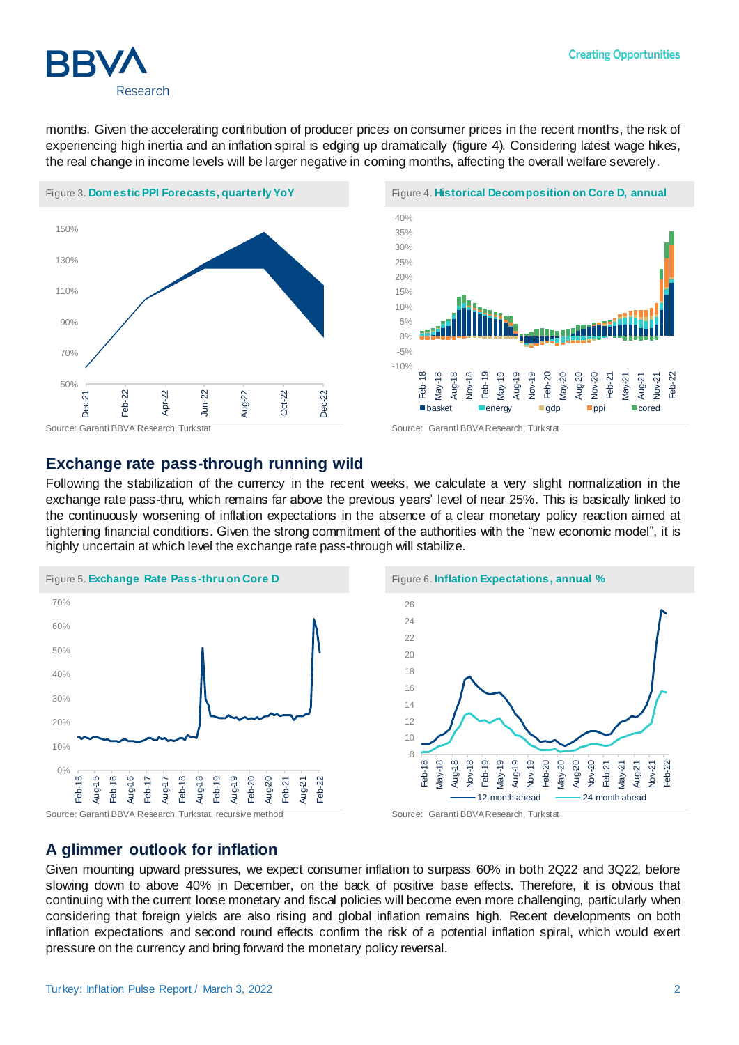months. Given the accelerating contribution of producer prices on consumer prices in the recent months, the risk of experiencing high inertia and an inflation spiral is edging up dramatically (figure 4). Considering latest wage hikes, the real change in income levels will be larger negative in coming months, affecting the overall welfare severely.

Figure 3. **Domestic PPI Forecasts, quarterly YoY**

Source: Garanti BBVA Research, Turkstat

Figure 4. **Historical Decomposition on Core D, annual**

Source: Garanti BBVA Research, Turkstat

## Exchange rate pass-through running wild

Following the stabilization of the currency in the recent weeks, we calculate a very slight normalization in the exchange rate pass-thru, which remains far above the previous years' level of near 25%. This is basically linked to the continuously worsening of inflation expectations in the absence of a clear monetary policy reaction aimed at tightening financial conditions. Given the strong commitment of the authorities with the "new economic model", it is highly uncertain at which level the exchange rate pass-through will stabilize.

Figure 5. **Exchange Rate Pass-thru on Core D**

Source: Garanti BBVA Research, Turkstat, recursive method

Figure 6. **Inflation Expectations, annual %**

Source: Garanti BBVA Research, Turkstat

## A glimmer outlook for inflation

Given mounting upward pressures, we expect consumer inflation to surpass 60% in both 2Q22 and 3Q22, before slowing down to above 40% in December, on the back of positive base effects. Therefore, it is obvious that continuing with the current loose monetary and fiscal policies will become even more challenging, particularly when considering that foreign yields are also rising and global inflation remains high. Recent developments on both inflation expectations and second round effects confirm the risk of a potential inflation spiral, which would exert pressure on the currency and bring forward the monetary policy reversal.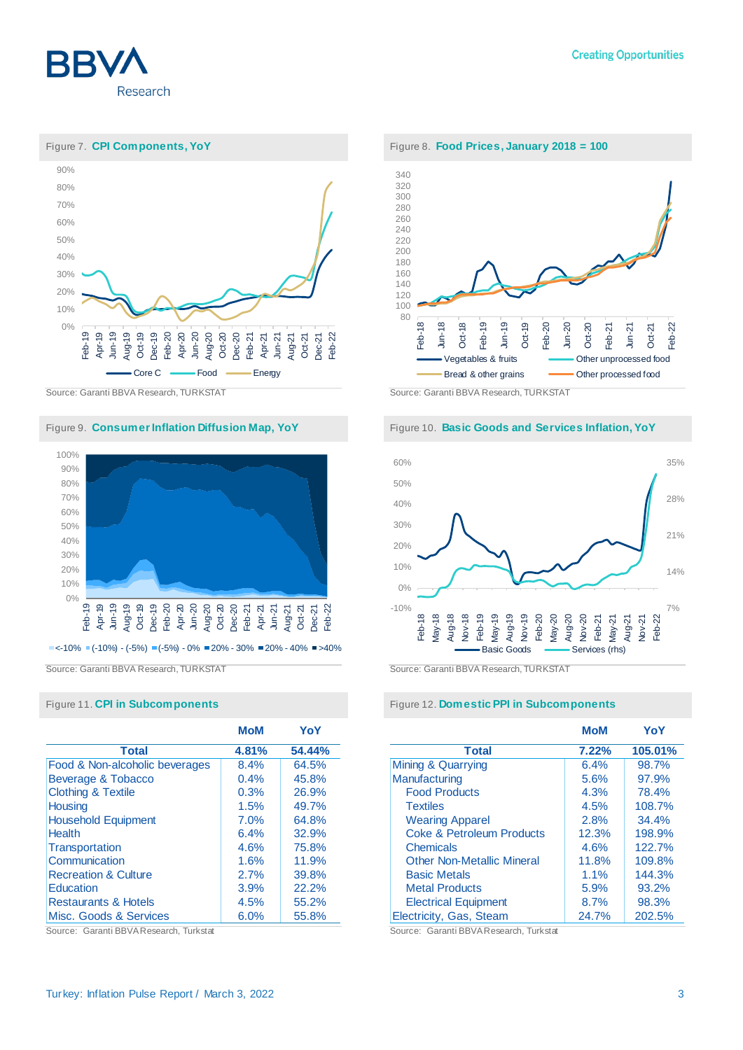Figure 7. **CPI Components, YoY**

Source: Garanti BBVA Research, TURKSTAT

Figure 8. **Food Prices, January 2018 = 100**

Source: Garanti BBVA Research, TURKSTAT

Figure 9. **Consumer Inflation Diffusion Map, YoY**

Source: Garanti BBVA Research, TURKSTAT

Figure 10. **Basic Goods and Services Inflation, YoY**

Source: Garanti BBVA Research, TURKSTAT

Figure 11. **CPI in Subcomponents**

| | MoM | YoY |
|---|---|---|
| **Total** | **4.81%** | **54.44%** |
| Food & Non-alcoholic beverages | 8.4% | 64.5% |
| Beverage & Tobacco | 0.4% | 45.8% |
| Clothing & Textile | 0.3% | 26.9% |
| Housing | 1.5% | 49.7% |
| Household Equipment | 7.0% | 64.8% |
| Health | 6.4% | 32.9% |
| Transportation | 4.6% | 75.8% |
| Communication | 1.6% | 11.9% |
| Recreation & Culture | 2.7% | 39.8% |
| Education | 3.9% | 22.2% |
| Restaurants & Hotels | 4.5% | 55.2% |
| Misc. Goods & Services | 6.0% | 55.8% |

Source: Garanti BBVA Research, Turkstat

Figure 12. **Domestic PPI in Subcomponents**

| | MoM | YoY |
|---|---|---|
| **Total** | **7.22%** | **105.01%** |
| Mining & Quarrying | 6.4% | 98.7% |
| Manufacturing | 5.6% | 97.9% |
| Food Products | 4.3% | 78.4% |
| Textiles | 4.5% | 108.7% |
| Wearing Apparel | 2.8% | 34.4% |
| Coke & Petroleum Products | 12.3% | 198.9% |
| Chemicals | 4.6% | 122.7% |
| Other Non-Metallic Mineral | 11.8% | 109.8% |
| Basic Metals | 1.1% | 144.3% |
| Metal Products | 5.9% | 93.2% |
| Electrical Equipment | 8.7% | 98.3% |
| Electricity, Gas, Steam | 24.7% | 202.5% |

Source: Garanti BBVA Research, Turkstat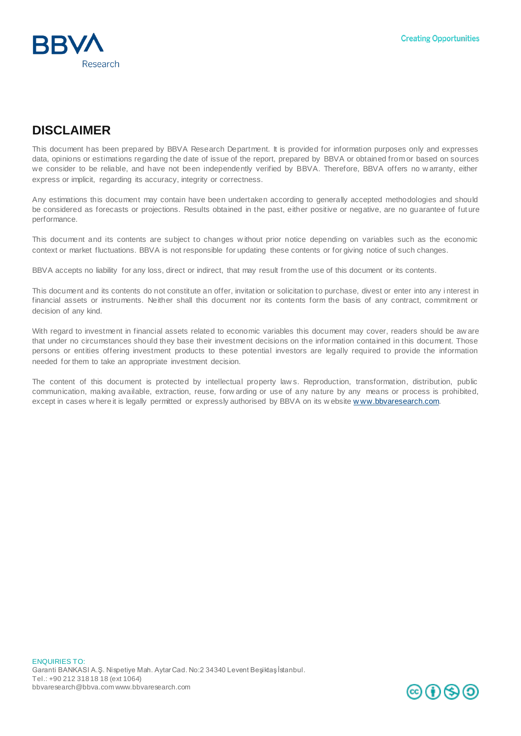# DISCLAIMER

This document has been prepared by BBVA Research Department. It is provided for information purposes only and expresses data, opinions or estimations regarding the date of issue of the report, prepared by BBVA or obtained from or based on sources we consider to be reliable, and have not been independently verified by BBVA. Therefore, BBVA offers no warranty, either express or implicit, regarding its accuracy, integrity or correctness.

Any estimations this document may contain have been undertaken according to generally accepted methodologies and should be considered as forecasts or projections. Results obtained in the past, either positive or negative, are no guarantee of future performance.

This document and its contents are subject to changes without prior notice depending on variables such as the economic context or market fluctuations. BBVA is not responsible for updating these contents or for giving notice of such changes.

BBVA accepts no liability for any loss, direct or indirect, that may result from the use of this document or its contents.

This document and its contents do not constitute an offer, invitation or solicitation to purchase, divest or enter into any interest in financial assets or instruments. Neither shall this document nor its contents form the basis of any contract, commitment or decision of any kind.

With regard to investment in financial assets related to economic variables this document may cover, readers should be aware that under no circumstances should they base their investment decisions on the information contained in this document. Those persons or entities offering investment products to these potential investors are legally required to provide the information needed for them to take an appropriate investment decision.

The content of this document is protected by intellectual property laws. Reproduction, transformation, distribution, public communication, making available, extraction, reuse, forwarding or use of any nature by any means or process is prohibited, except in cases where it is legally permitted or expressly authorised by BBVA on its website www.bbvaresearch.com.

ENQUIRIES TO:
Garanti BANKASI A.Ş. Nispetiye Mah. Aytar Cad. No:2 34340 Levent Beşiktaş İstanbul.
Tel.: +90 212 318 18 18 (ext 1064)
bbvaresearch@bbva.com www.bbvaresearch.com